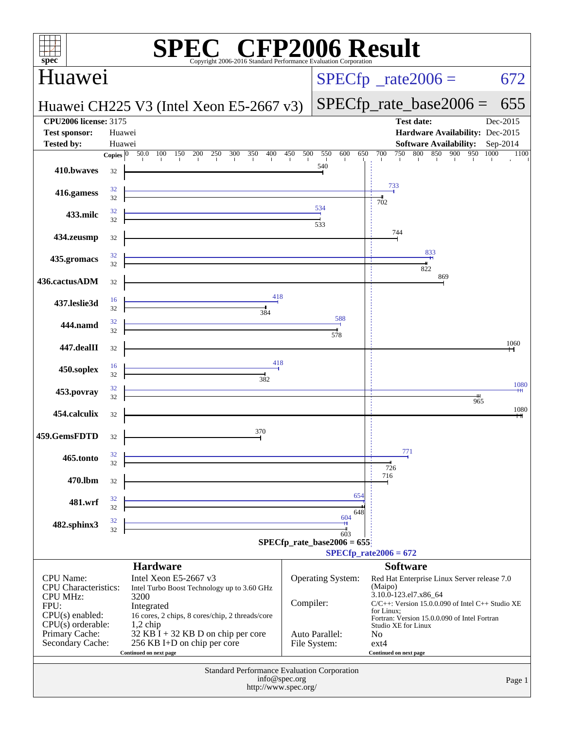# SPEC CFP2006 Result

Copyright 2006-2016 Standard Performance Evaluation Corporation

## Huawei

**Huawei CH225 V3 (Intel Xeon E5-2667 v3)**

SPECfp_rate2006 = 672

SPECfp_rate_base2006 = 655

| | | | |
|---|---|---|---|
| **CPU2006 license:** | 3175 | **Test date:** | Dec-2015 |
| **Test sponsor:** | Huawei | **Hardware Availability:** | Dec-2015 |
| **Tested by:** | Huawei | **Software Availability:** | Sep-2014 |

| Benchmark | Copies (peak) | Copies (base) | Peak | Base |
|---|---|---|---|---|
| 410.bwaves | | 32 | | 540 |
| 416.gamess | 32 | 32 | 733 | 702 |
| 433.milc | 32 | 32 | 534 | 533 |
| 434.zeusmp | | 32 | | 744 |
| 435.gromacs | 32 | 32 | 833 | 822 |
| 436.cactusADM | | 32 | | 869 |
| 437.leslie3d | 16 | 32 | 418 | 384 |
| 444.namd | 32 | 32 | 588 | 578 |
| 447.dealII | | 32 | | 1060 |
| 450.soplex | 16 | 32 | 418 | 382 |
| 453.povray | 32 | 32 | 1080 | 965 |
| 454.calculix | | 32 | | 1080 |
| 459.GemsFDTD | | 32 | | 370 |
| 465.tonto | 32 | 32 | 771 | 726 |
| 470.lbm | | 32 | | 716 |
| 481.wrf | 32 | 32 | 654 | 648 |
| 482.sphinx3 | 32 | 32 | 604 | 603 |

SPECfp_rate_base2006 = 655

SPECfp_rate2006 = 672

### Hardware

| | |
|---|---|
| CPU Name: | Intel Xeon E5-2667 v3 |
| CPU Characteristics: | Intel Turbo Boost Technology up to 3.60 GHz |
| CPU MHz: | 3200 |
| FPU: | Integrated |
| CPU(s) enabled: | 16 cores, 2 chips, 8 cores/chip, 2 threads/core |
| CPU(s) orderable: | 1,2 chip |
| Primary Cache: | 32 KB I + 32 KB D on chip per core |
| Secondary Cache: | 256 KB I+D on chip per core |

Continued on next page

### Software

| | |
|---|---|
| Operating System: | Red Hat Enterprise Linux Server release 7.0 (Maipo) 3.10.0-123.el7.x86_64 |
| Compiler: | C/C++: Version 15.0.0.090 of Intel C++ Studio XE for Linux; Fortran: Version 15.0.0.090 of Intel Fortran Studio XE for Linux |
| Auto Parallel: | No |
| File System: | ext4 |

Continued on next page

Standard Performance Evaluation Corporation
info@spec.org
http://www.spec.org/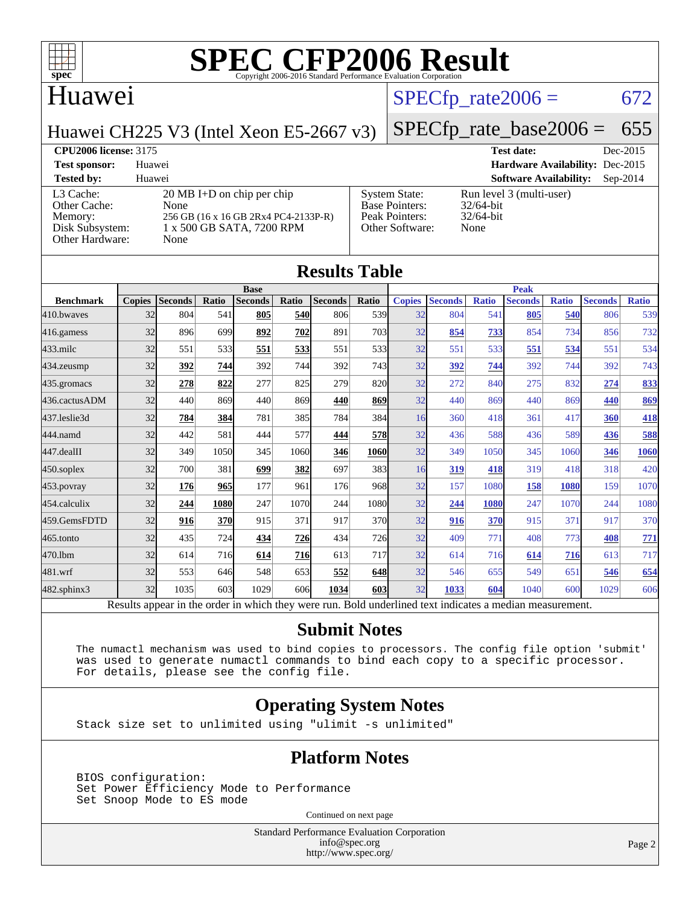# SPEC CFP2006 Result

Copyright 2006-2016 Standard Performance Evaluation Corporation

## Huawei

Huawei CH225 V3 (Intel Xeon E5-2667 v3)

SPECfp_rate2006 = 672

SPECfp_rate_base2006 = 655

**CPU2006 license:** 3175 | **Test date:** Dec-2015

**Test sponsor:** Huawei | **Hardware Availability:** Dec-2015

**Tested by:** Huawei | **Software Availability:** Sep-2014

| | | | |
|---|---|---|---|
| L3 Cache: | 20 MB I+D on chip per chip | System State: | Run level 3 (multi-user) |
| Other Cache: | None | Base Pointers: | 32/64-bit |
| Memory: | 256 GB (16 x 16 GB 2Rx4 PC4-2133P-R) | Peak Pointers: | 32/64-bit |
| Disk Subsystem: | 1 x 500 GB SATA, 7200 RPM | Other Software: | None |
| Other Hardware: | None | | |

## Results Table

| Benchmark | Base | | | | | | | Peak | | | | | | |
|---|---|---|---|---|---|---|---|---|---|---|---|---|---|---|
| | Copies | Seconds | Ratio | Seconds | Ratio | Seconds | Ratio | Copies | Seconds | Ratio | Seconds | Ratio | Seconds | Ratio |
| 410.bwaves | 32 | 804 | 541 | **805** | **540** | 806 | 539 | 32 | 804 | 541 | **805** | **540** | 806 | 539 |
| 416.gamess | 32 | 896 | 699 | **892** | **702** | 891 | 703 | 32 | **854** | **733** | 854 | 734 | 856 | 732 |
| 433.milc | 32 | 551 | 533 | **551** | **533** | 551 | 533 | 32 | 551 | 533 | **551** | **534** | 551 | 534 |
| 434.zeusmp | 32 | **392** | **744** | 392 | 744 | 392 | 743 | 32 | **392** | **744** | 392 | 744 | 392 | 743 |
| 435.gromacs | 32 | **278** | **822** | 277 | 825 | 279 | 820 | 32 | 272 | 840 | 275 | 832 | **274** | **833** |
| 436.cactusADM | 32 | 440 | 869 | 440 | 869 | **440** | **869** | 32 | 440 | 869 | 440 | 869 | **440** | **869** |
| 437.leslie3d | 32 | **784** | **384** | 781 | 385 | 784 | 384 | 16 | 360 | 418 | 361 | 417 | **360** | **418** |
| 444.namd | 32 | 442 | 581 | 444 | 577 | **444** | **578** | 32 | 436 | 588 | 436 | 589 | **436** | **588** |
| 447.dealII | 32 | 349 | 1050 | 345 | 1060 | **346** | **1060** | 32 | 349 | 1050 | 345 | 1060 | **346** | **1060** |
| 450.soplex | 32 | 700 | 381 | **699** | **382** | 697 | 383 | 16 | **319** | **418** | 319 | 418 | 318 | 420 |
| 453.povray | 32 | **176** | **965** | 177 | 961 | 176 | 968 | 32 | 157 | 1080 | **158** | **1080** | 159 | 1070 |
| 454.calculix | 32 | **244** | **1080** | 247 | 1070 | 244 | 1080 | 32 | **244** | **1080** | 247 | 1070 | 244 | 1080 |
| 459.GemsFDTD | 32 | **916** | **370** | 915 | 371 | 917 | 370 | 32 | **916** | **370** | 915 | 371 | 917 | 370 |
| 465.tonto | 32 | 435 | 724 | **434** | **726** | 434 | 726 | 32 | 409 | 771 | 408 | 773 | **408** | **771** |
| 470.lbm | 32 | 614 | 716 | **614** | **716** | 613 | 717 | 32 | 614 | 716 | **614** | **716** | 613 | 717 |
| 481.wrf | 32 | 553 | 646 | 548 | 653 | **552** | **648** | 32 | 546 | 655 | 549 | 651 | **546** | **654** |
| 482.sphinx3 | 32 | 1035 | 603 | 1029 | 606 | **1034** | **603** | 32 | **1033** | **604** | 1040 | 600 | 1029 | 606 |

Results appear in the order in which they were run. Bold underlined text indicates a median measurement.

## Submit Notes

```
The numactl mechanism was used to bind copies to processors. The config file option 'submit'
was used to generate numactl commands to bind each copy to a specific processor.
For details, please see the config file.
```

## Operating System Notes

```
Stack size set to unlimited using "ulimit -s unlimited"
```

## Platform Notes

```
BIOS configuration:
Set Power Efficiency Mode to Performance
Set Snoop Mode to ES mode
```

Continued on next page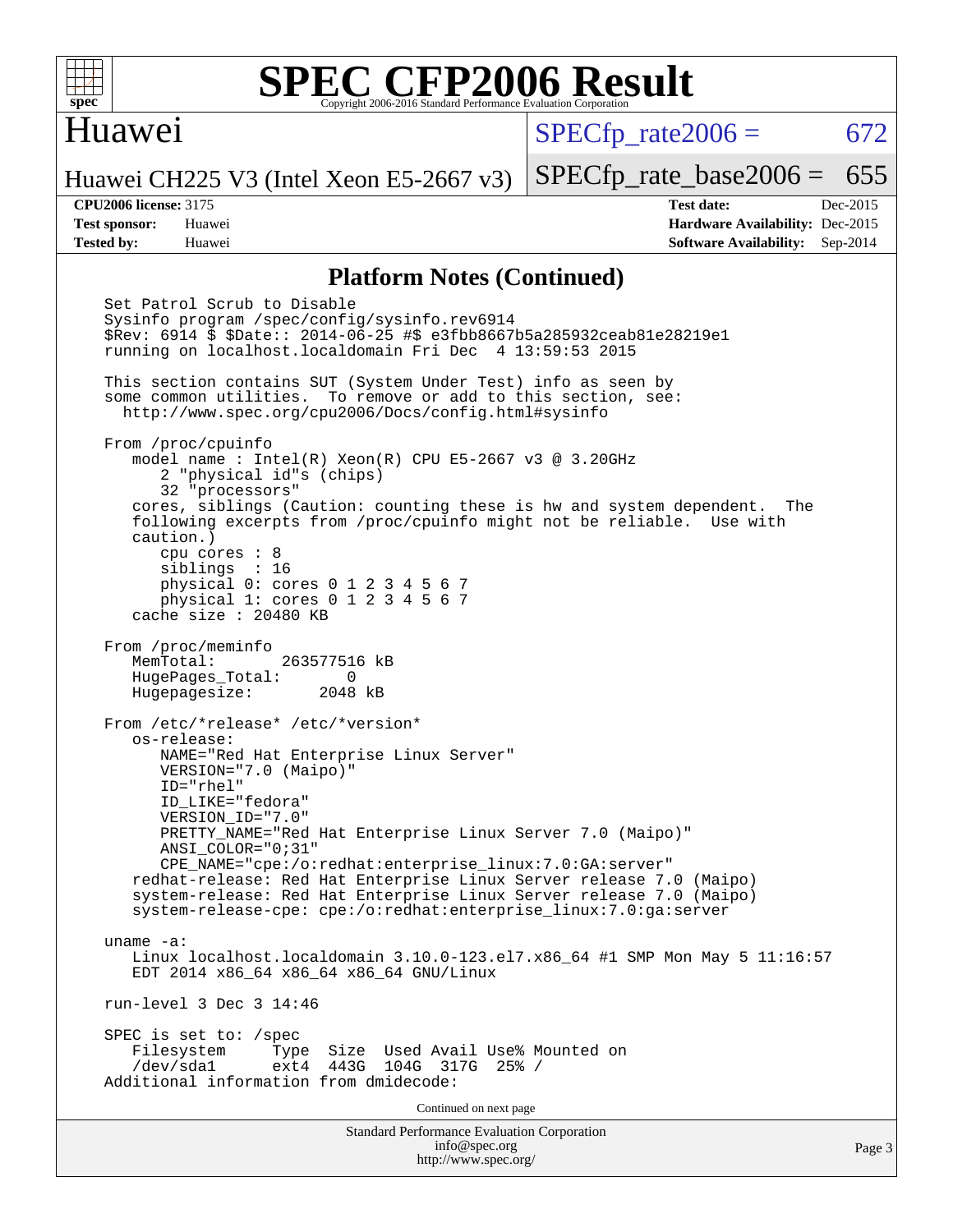# Huawei

## Huawei CH225 V3 (Intel Xeon E5-2667 v3)

SPECfp_rate2006 = 672

SPECfp_rate_base2006 = 655

**CPU2006 license:** 3175
**Test sponsor:** Huawei
**Tested by:** Huawei

**Test date:** Dec-2015
**Hardware Availability:** Dec-2015
**Software Availability:** Sep-2014

## Platform Notes (Continued)

```
Set Patrol Scrub to Disable
Sysinfo program /spec/config/sysinfo.rev6914
$Rev: 6914 $ $Date:: 2014-06-25 #$ e3fbb8667b5a285932ceab81e28219e1
running on localhost.localdomain Fri Dec  4 13:59:53 2015

This section contains SUT (System Under Test) info as seen by
some common utilities.  To remove or add to this section, see:
  http://www.spec.org/cpu2006/Docs/config.html#sysinfo

From /proc/cpuinfo
   model name : Intel(R) Xeon(R) CPU E5-2667 v3 @ 3.20GHz
      2 "physical id"s (chips)
      32 "processors"
   cores, siblings (Caution: counting these is hw and system dependent.  The
   following excerpts from /proc/cpuinfo might not be reliable.  Use with
   caution.)
      cpu cores : 8
      siblings  : 16
      physical 0: cores 0 1 2 3 4 5 6 7
      physical 1: cores 0 1 2 3 4 5 6 7
   cache size : 20480 KB

From /proc/meminfo
   MemTotal:       263577516 kB
   HugePages_Total:       0
   Hugepagesize:       2048 kB

From /etc/*release* /etc/*version*
   os-release:
      NAME="Red Hat Enterprise Linux Server"
      VERSION="7.0 (Maipo)"
      ID="rhel"
      ID_LIKE="fedora"
      VERSION_ID="7.0"
      PRETTY_NAME="Red Hat Enterprise Linux Server 7.0 (Maipo)"
      ANSI_COLOR="0;31"
      CPE_NAME="cpe:/o:redhat:enterprise_linux:7.0:GA:server"
   redhat-release: Red Hat Enterprise Linux Server release 7.0 (Maipo)
   system-release: Red Hat Enterprise Linux Server release 7.0 (Maipo)
   system-release-cpe: cpe:/o:redhat:enterprise_linux:7.0:ga:server

uname -a:
   Linux localhost.localdomain 3.10.0-123.el7.x86_64 #1 SMP Mon May 5 11:16:57
   EDT 2014 x86_64 x86_64 x86_64 GNU/Linux

run-level 3 Dec 3 14:46

SPEC is set to: /spec
   Filesystem     Type  Size  Used Avail Use% Mounted on
   /dev/sda1      ext4  443G  104G  317G  25% /
Additional information from dmidecode:
```

Continued on next page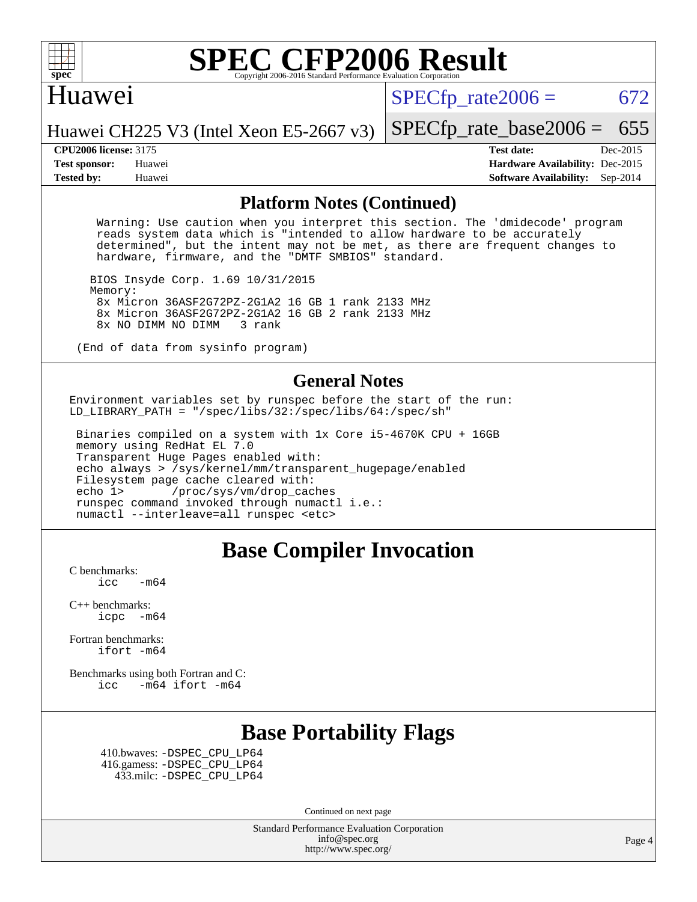# SPEC CFP2006 Result

## Huawei

Huawei CH225 V3 (Intel Xeon E5-2667 v3)

SPECfp_rate2006 = 672

SPECfp_rate_base2006 = 655

**CPU2006 license:** 3175
**Test sponsor:** Huawei
**Tested by:** Huawei

**Test date:** Dec-2015
**Hardware Availability:** Dec-2015
**Software Availability:** Sep-2014

## Platform Notes (Continued)

```
 Warning: Use caution when you interpret this section. The 'dmidecode' program
 reads system data which is "intended to allow hardware to be accurately
 determined", but the intent may not be met, as there are frequent changes to
 hardware, firmware, and the "DMTF SMBIOS" standard.

BIOS Insyde Corp. 1.69 10/31/2015
Memory:
 8x Micron 36ASF2G72PZ-2G1A2 16 GB 1 rank 2133 MHz
 8x Micron 36ASF2G72PZ-2G1A2 16 GB 2 rank 2133 MHz
 8x NO DIMM NO DIMM   3 rank

(End of data from sysinfo program)
```

## General Notes

```
Environment variables set by runspec before the start of the run:
LD_LIBRARY_PATH = "/spec/libs/32:/spec/libs/64:/spec/sh"

 Binaries compiled on a system with 1x Core i5-4670K CPU + 16GB
 memory using RedHat EL 7.0
 Transparent Huge Pages enabled with:
 echo always > /sys/kernel/mm/transparent_hugepage/enabled
 Filesystem page cache cleared with:
 echo 1>       /proc/sys/vm/drop_caches
 runspec command invoked through numactl i.e.:
 numactl --interleave=all runspec <etc>
```

## Base Compiler Invocation

C benchmarks:
    icc   -m64

C++ benchmarks:
    icpc   -m64

Fortran benchmarks:
    ifort -m64

Benchmarks using both Fortran and C:
    icc   -m64 ifort -m64

## Base Portability Flags

410.bwaves: -DSPEC_CPU_LP64
416.gamess: -DSPEC_CPU_LP64
433.milc: -DSPEC_CPU_LP64

Continued on next page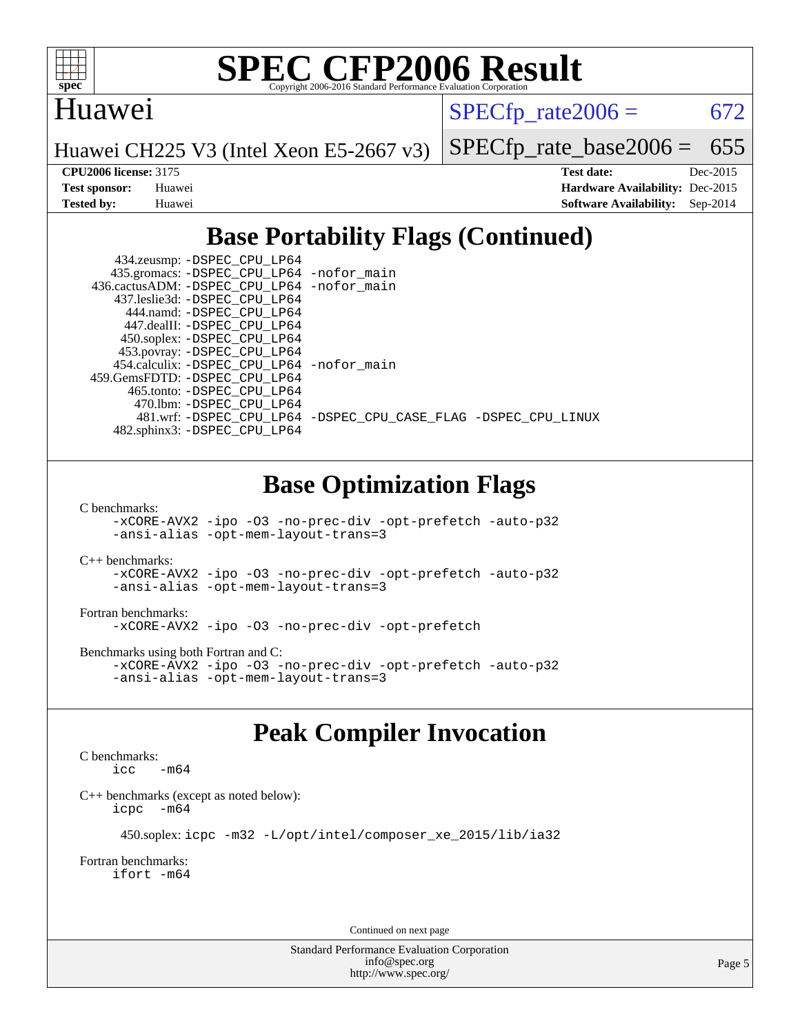# SPEC CFP2006 Result

Copyright 2006-2016 Standard Performance Evaluation Corporation

## Huawei

Huawei CH225 V3 (Intel Xeon E5-2667 v3)

SPECfp_rate2006 = 672

SPECfp_rate_base2006 = 655

| | | | |
|---|---|---|---|
| **CPU2006 license:** | 3175 | **Test date:** | Dec-2015 |
| **Test sponsor:** | Huawei | **Hardware Availability:** | Dec-2015 |
| **Tested by:** | Huawei | **Software Availability:** | Sep-2014 |

## Base Portability Flags (Continued)

434.zeusmp: -DSPEC_CPU_LP64
435.gromacs: -DSPEC_CPU_LP64 -nofor_main
436.cactusADM: -DSPEC_CPU_LP64 -nofor_main
437.leslie3d: -DSPEC_CPU_LP64
444.namd: -DSPEC_CPU_LP64
447.dealII: -DSPEC_CPU_LP64
450.soplex: -DSPEC_CPU_LP64
453.povray: -DSPEC_CPU_LP64
454.calculix: -DSPEC_CPU_LP64 -nofor_main
459.GemsFDTD: -DSPEC_CPU_LP64
465.tonto: -DSPEC_CPU_LP64
470.lbm: -DSPEC_CPU_LP64
481.wrf: -DSPEC_CPU_LP64 -DSPEC_CPU_CASE_FLAG -DSPEC_CPU_LINUX
482.sphinx3: -DSPEC_CPU_LP64

## Base Optimization Flags

C benchmarks:
-xCORE-AVX2 -ipo -O3 -no-prec-div -opt-prefetch -auto-p32 -ansi-alias -opt-mem-layout-trans=3

C++ benchmarks:
-xCORE-AVX2 -ipo -O3 -no-prec-div -opt-prefetch -auto-p32 -ansi-alias -opt-mem-layout-trans=3

Fortran benchmarks:
-xCORE-AVX2 -ipo -O3 -no-prec-div -opt-prefetch

Benchmarks using both Fortran and C:
-xCORE-AVX2 -ipo -O3 -no-prec-div -opt-prefetch -auto-p32 -ansi-alias -opt-mem-layout-trans=3

## Peak Compiler Invocation

C benchmarks:
icc -m64

C++ benchmarks (except as noted below):
icpc -m64

450.soplex: icpc -m32 -L/opt/intel/composer_xe_2015/lib/ia32

Fortran benchmarks:
ifort -m64

Continued on next page

Standard Performance Evaluation Corporation
info@spec.org
http://www.spec.org/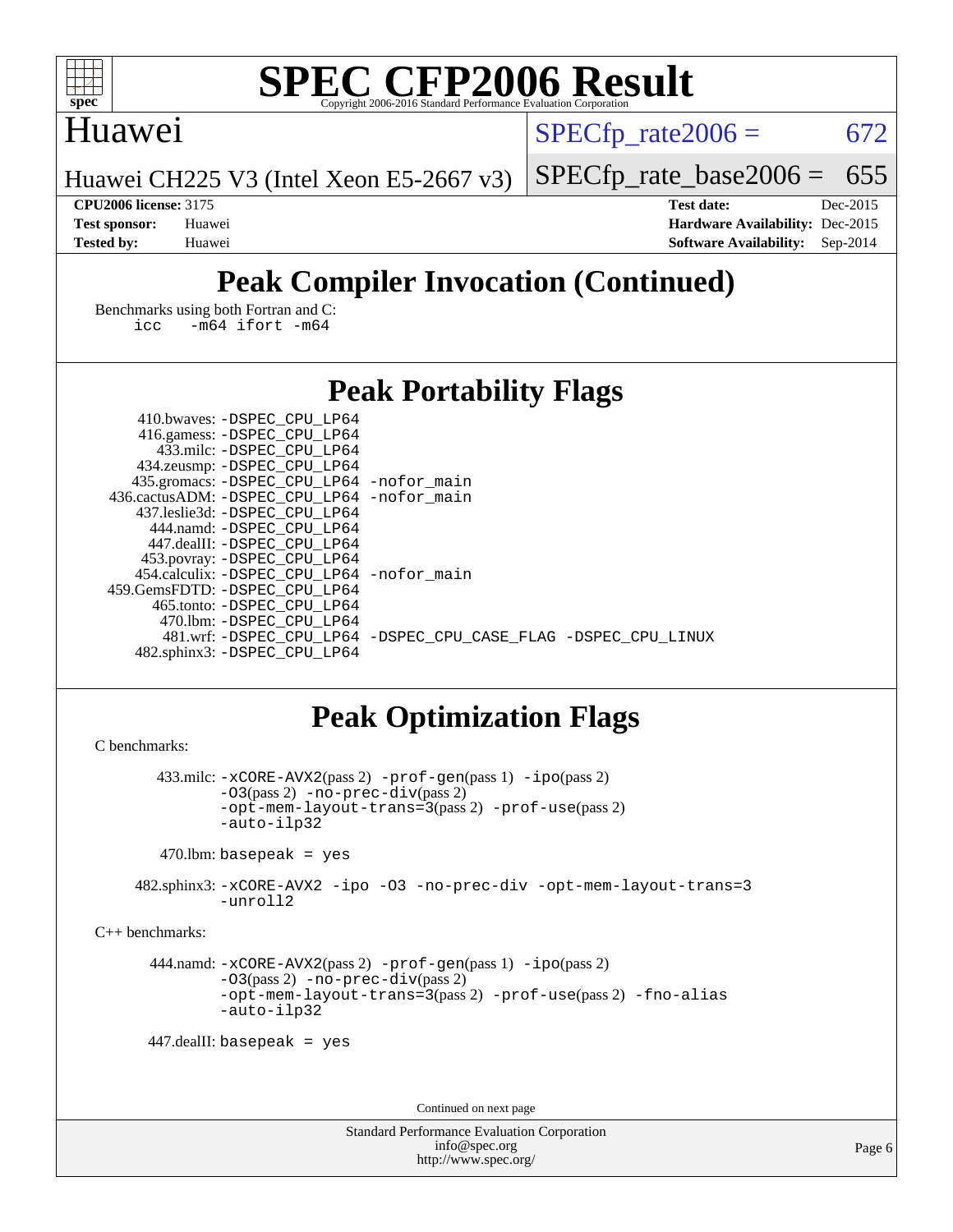# SPEC CFP2006 Result

Copyright 2006-2016 Standard Performance Evaluation Corporation

## Huawei

Huawei CH225 V3 (Intel Xeon E5-2667 v3)

SPECfp_rate2006 = 672

SPECfp_rate_base2006 = 655

| | | | |
|---|---|---|---|
| **CPU2006 license:** | 3175 | **Test date:** | Dec-2015 |
| **Test sponsor:** | Huawei | **Hardware Availability:** | Dec-2015 |
| **Tested by:** | Huawei | **Software Availability:** | Sep-2014 |

## Peak Compiler Invocation (Continued)

Benchmarks using both Fortran and C:

```
icc   -m64 ifort -m64
```

## Peak Portability Flags

```
    410.bwaves: -DSPEC_CPU_LP64
    416.gamess: -DSPEC_CPU_LP64
      433.milc: -DSPEC_CPU_LP64
    434.zeusmp: -DSPEC_CPU_LP64
   435.gromacs: -DSPEC_CPU_LP64 -nofor_main
 436.cactusADM: -DSPEC_CPU_LP64 -nofor_main
   437.leslie3d: -DSPEC_CPU_LP64
      444.namd: -DSPEC_CPU_LP64
    447.dealII: -DSPEC_CPU_LP64
    453.povray: -DSPEC_CPU_LP64
   454.calculix: -DSPEC_CPU_LP64 -nofor_main
  459.GemsFDTD: -DSPEC_CPU_LP64
     465.tonto: -DSPEC_CPU_LP64
       470.lbm: -DSPEC_CPU_LP64
       481.wrf: -DSPEC_CPU_LP64 -DSPEC_CPU_CASE_FLAG -DSPEC_CPU_LINUX
   482.sphinx3: -DSPEC_CPU_LP64
```

## Peak Optimization Flags

C benchmarks:

433.milc: -xCORE-AVX2(pass 2) -prof-gen(pass 1) -ipo(pass 2) -O3(pass 2) -no-prec-div(pass 2) -opt-mem-layout-trans=3(pass 2) -prof-use(pass 2) -auto-ilp32

470.lbm: basepeak = yes

482.sphinx3: -xCORE-AVX2 -ipo -O3 -no-prec-div -opt-mem-layout-trans=3 -unroll2

C++ benchmarks:

444.namd: -xCORE-AVX2(pass 2) -prof-gen(pass 1) -ipo(pass 2) -O3(pass 2) -no-prec-div(pass 2) -opt-mem-layout-trans=3(pass 2) -prof-use(pass 2) -fno-alias -auto-ilp32

447.dealII: basepeak = yes

Continued on next page

Standard Performance Evaluation Corporation
info@spec.org
http://www.spec.org/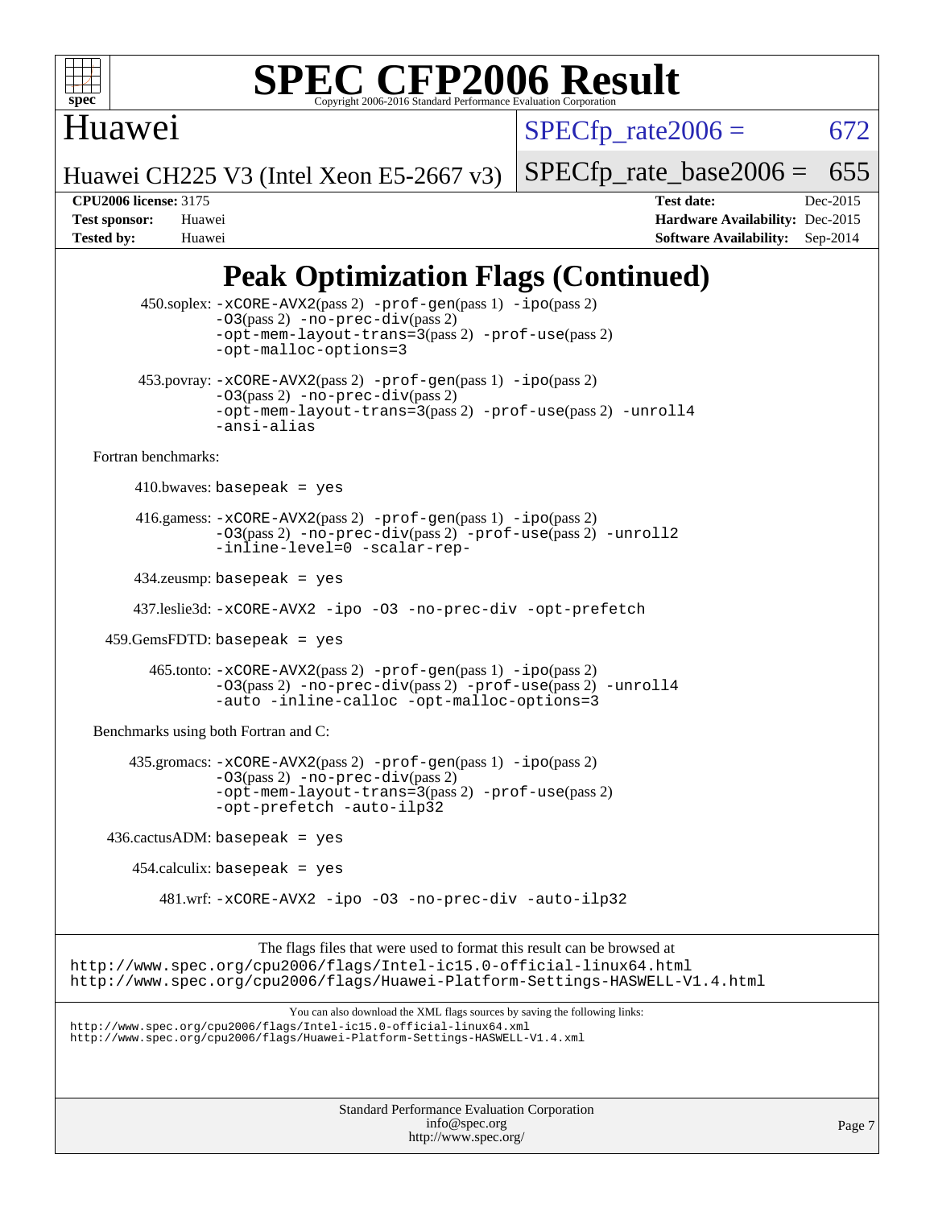# Peak Optimization Flags (Continued)

450.soplex: -xCORE-AVX2(pass 2) -prof-gen(pass 1) -ipo(pass 2) -O3(pass 2) -no-prec-div(pass 2) -opt-mem-layout-trans=3(pass 2) -prof-use(pass 2) -opt-malloc-options=3

453.povray: -xCORE-AVX2(pass 2) -prof-gen(pass 1) -ipo(pass 2) -O3(pass 2) -no-prec-div(pass 2) -opt-mem-layout-trans=3(pass 2) -prof-use(pass 2) -unroll4 -ansi-alias

Fortran benchmarks:

410.bwaves: basepeak = yes

416.gamess: -xCORE-AVX2(pass 2) -prof-gen(pass 1) -ipo(pass 2) -O3(pass 2) -no-prec-div(pass 2) -prof-use(pass 2) -unroll2 -inline-level=0 -scalar-rep-

434.zeusmp: basepeak = yes

437.leslie3d: -xCORE-AVX2 -ipo -O3 -no-prec-div -opt-prefetch

459.GemsFDTD: basepeak = yes

465.tonto: -xCORE-AVX2(pass 2) -prof-gen(pass 1) -ipo(pass 2) -O3(pass 2) -no-prec-div(pass 2) -prof-use(pass 2) -unroll4 -auto -inline-calloc -opt-malloc-options=3

Benchmarks using both Fortran and C:

435.gromacs: -xCORE-AVX2(pass 2) -prof-gen(pass 1) -ipo(pass 2) -O3(pass 2) -no-prec-div(pass 2) -opt-mem-layout-trans=3(pass 2) -prof-use(pass 2) -opt-prefetch -auto-ilp32

436.cactusADM: basepeak = yes

454.calculix: basepeak = yes

481.wrf: -xCORE-AVX2 -ipo -O3 -no-prec-div -auto-ilp32

The flags files that were used to format this result can be browsed at
http://www.spec.org/cpu2006/flags/Intel-ic15.0-official-linux64.html
http://www.spec.org/cpu2006/flags/Huawei-Platform-Settings-HASWELL-V1.4.html

You can also download the XML flags sources by saving the following links:
http://www.spec.org/cpu2006/flags/Intel-ic15.0-official-linux64.xml
http://www.spec.org/cpu2006/flags/Huawei-Platform-Settings-HASWELL-V1.4.xml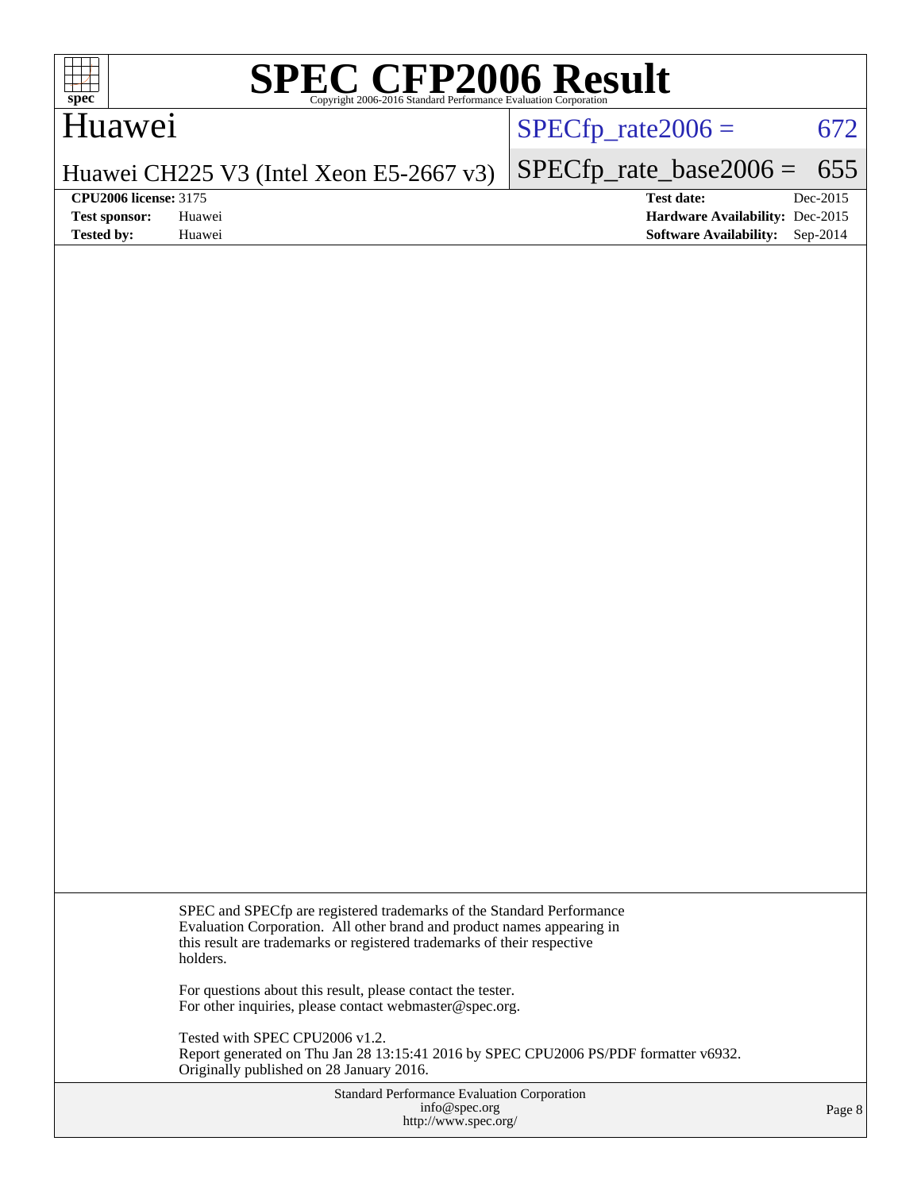SPEC and SPECfp are registered trademarks of the Standard Performance Evaluation Corporation. All other brand and product names appearing in this result are trademarks or registered trademarks of their respective holders.

For questions about this result, please contact the tester.
For other inquiries, please contact webmaster@spec.org.

Tested with SPEC CPU2006 v1.2.
Report generated on Thu Jan 28 13:15:41 2016 by SPEC CPU2006 PS/PDF formatter v6932.
Originally published on 28 January 2016.